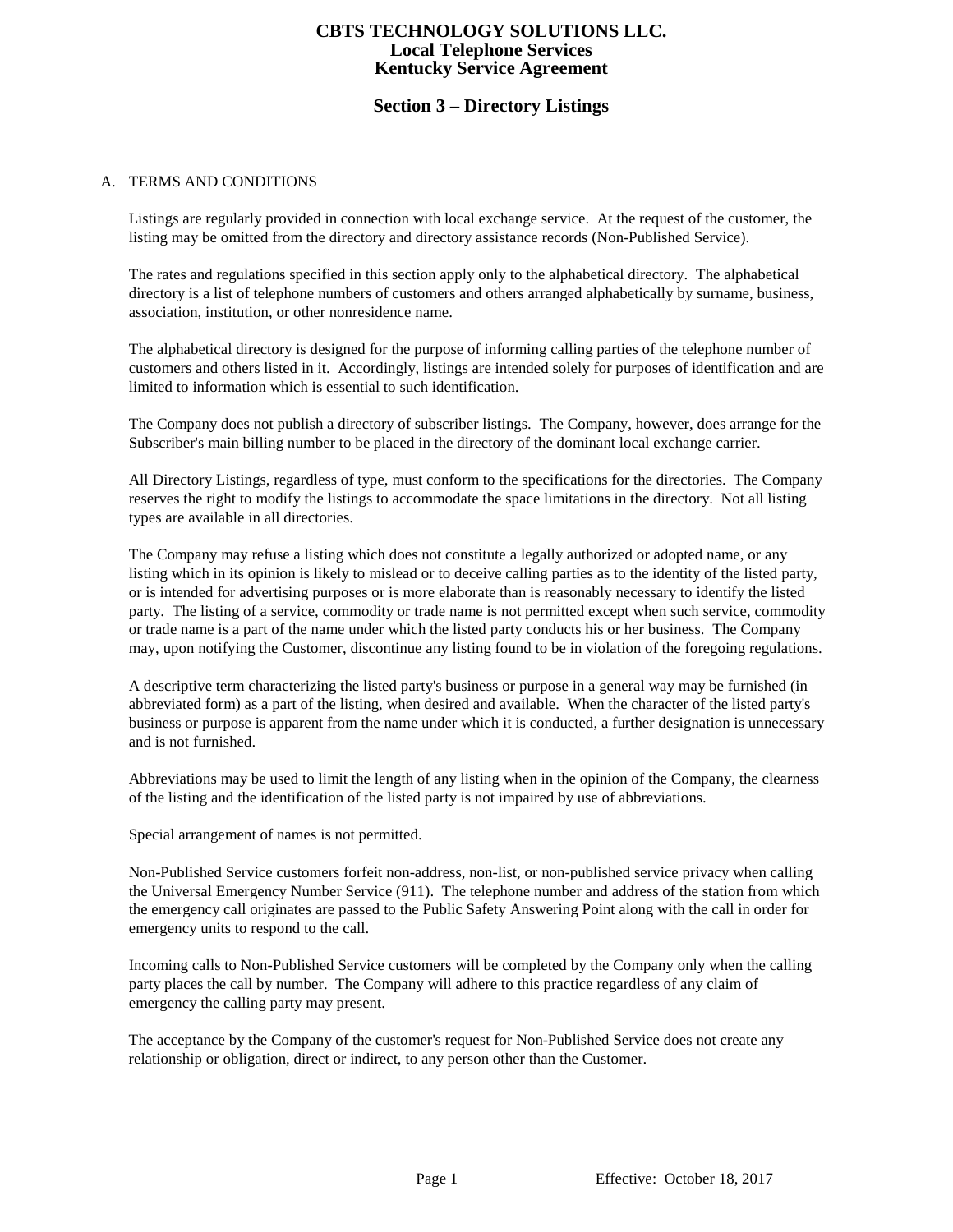# CBTS TECHNOLOGY SOLUTIONS LLC.
## Local Telephone Services
## Kentucky Service Agreement

## Section 3 – Directory Listings

A. TERMS AND CONDITIONS

Listings are regularly provided in connection with local exchange service. At the request of the customer, the listing may be omitted from the directory and directory assistance records (Non-Published Service).

The rates and regulations specified in this section apply only to the alphabetical directory. The alphabetical directory is a list of telephone numbers of customers and others arranged alphabetically by surname, business, association, institution, or other nonresidence name.

The alphabetical directory is designed for the purpose of informing calling parties of the telephone number of customers and others listed in it. Accordingly, listings are intended solely for purposes of identification and are limited to information which is essential to such identification.

The Company does not publish a directory of subscriber listings. The Company, however, does arrange for the Subscriber's main billing number to be placed in the directory of the dominant local exchange carrier.

All Directory Listings, regardless of type, must conform to the specifications for the directories. The Company reserves the right to modify the listings to accommodate the space limitations in the directory. Not all listing types are available in all directories.

The Company may refuse a listing which does not constitute a legally authorized or adopted name, or any listing which in its opinion is likely to mislead or to deceive calling parties as to the identity of the listed party, or is intended for advertising purposes or is more elaborate than is reasonably necessary to identify the listed party. The listing of a service, commodity or trade name is not permitted except when such service, commodity or trade name is a part of the name under which the listed party conducts his or her business. The Company may, upon notifying the Customer, discontinue any listing found to be in violation of the foregoing regulations.

A descriptive term characterizing the listed party's business or purpose in a general way may be furnished (in abbreviated form) as a part of the listing, when desired and available. When the character of the listed party's business or purpose is apparent from the name under which it is conducted, a further designation is unnecessary and is not furnished.

Abbreviations may be used to limit the length of any listing when in the opinion of the Company, the clearness of the listing and the identification of the listed party is not impaired by use of abbreviations.

Special arrangement of names is not permitted.

Non-Published Service customers forfeit non-address, non-list, or non-published service privacy when calling the Universal Emergency Number Service (911). The telephone number and address of the station from which the emergency call originates are passed to the Public Safety Answering Point along with the call in order for emergency units to respond to the call.

Incoming calls to Non-Published Service customers will be completed by the Company only when the calling party places the call by number. The Company will adhere to this practice regardless of any claim of emergency the calling party may present.

The acceptance by the Company of the customer's request for Non-Published Service does not create any relationship or obligation, direct or indirect, to any person other than the Customer.

Effective: October 18, 2017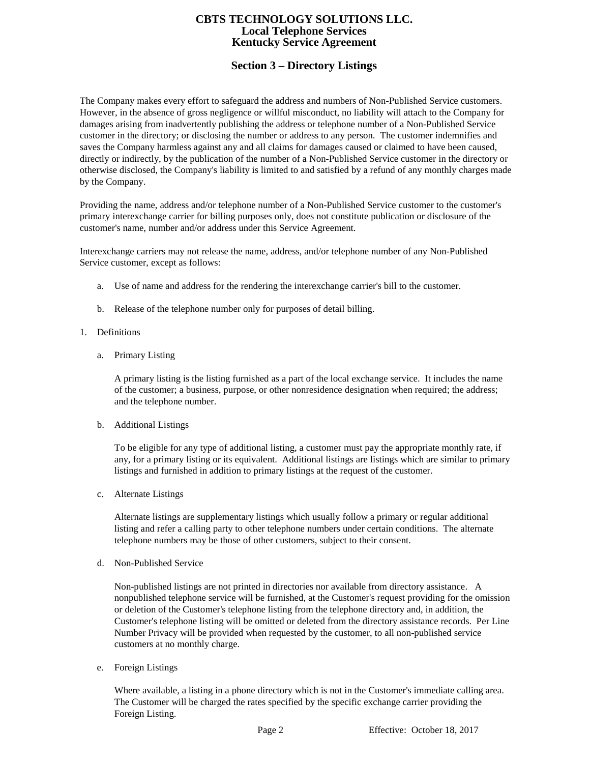## Section 3 – Directory Listings

The Company makes every effort to safeguard the address and numbers of Non-Published Service customers. However, in the absence of gross negligence or willful misconduct, no liability will attach to the Company for damages arising from inadvertently publishing the address or telephone number of a Non-Published Service customer in the directory; or disclosing the number or address to any person. The customer indemnifies and saves the Company harmless against any and all claims for damages caused or claimed to have been caused, directly or indirectly, by the publication of the number of a Non-Published Service customer in the directory or otherwise disclosed, the Company's liability is limited to and satisfied by a refund of any monthly charges made by the Company.

Providing the name, address and/or telephone number of a Non-Published Service customer to the customer's primary interexchange carrier for billing purposes only, does not constitute publication or disclosure of the customer's name, number and/or address under this Service Agreement.

Interexchange carriers may not release the name, address, and/or telephone number of any Non-Published Service customer, except as follows:

a. Use of name and address for the rendering the interexchange carrier's bill to the customer.

b. Release of the telephone number only for purposes of detail billing.

1. Definitions

   a. Primary Listing

      A primary listing is the listing furnished as a part of the local exchange service. It includes the name of the customer; a business, purpose, or other nonresidence designation when required; the address; and the telephone number.

   b. Additional Listings

      To be eligible for any type of additional listing, a customer must pay the appropriate monthly rate, if any, for a primary listing or its equivalent. Additional listings are listings which are similar to primary listings and furnished in addition to primary listings at the request of the customer.

   c. Alternate Listings

      Alternate listings are supplementary listings which usually follow a primary or regular additional listing and refer a calling party to other telephone numbers under certain conditions. The alternate telephone numbers may be those of other customers, subject to their consent.

   d. Non-Published Service

      Non-published listings are not printed in directories nor available from directory assistance. A nonpublished telephone service will be furnished, at the Customer's request providing for the omission or deletion of the Customer's telephone listing from the telephone directory and, in addition, the Customer's telephone listing will be omitted or deleted from the directory assistance records. Per Line Number Privacy will be provided when requested by the customer, to all non-published service customers at no monthly charge.

   e. Foreign Listings

      Where available, a listing in a phone directory which is not in the Customer's immediate calling area. The Customer will be charged the rates specified by the specific exchange carrier providing the Foreign Listing.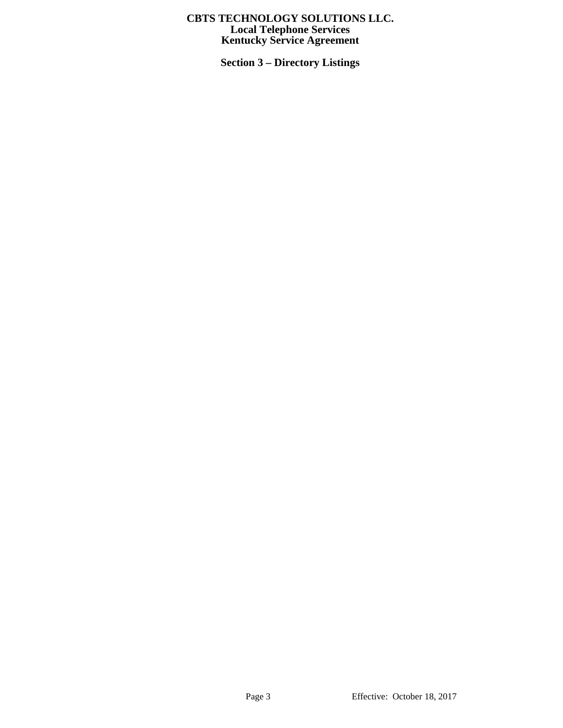# CBTS TECHNOLOGY SOLUTIONS LLC.
## Local Telephone Services
## Kentucky Service Agreement

### Section 3 – Directory Listings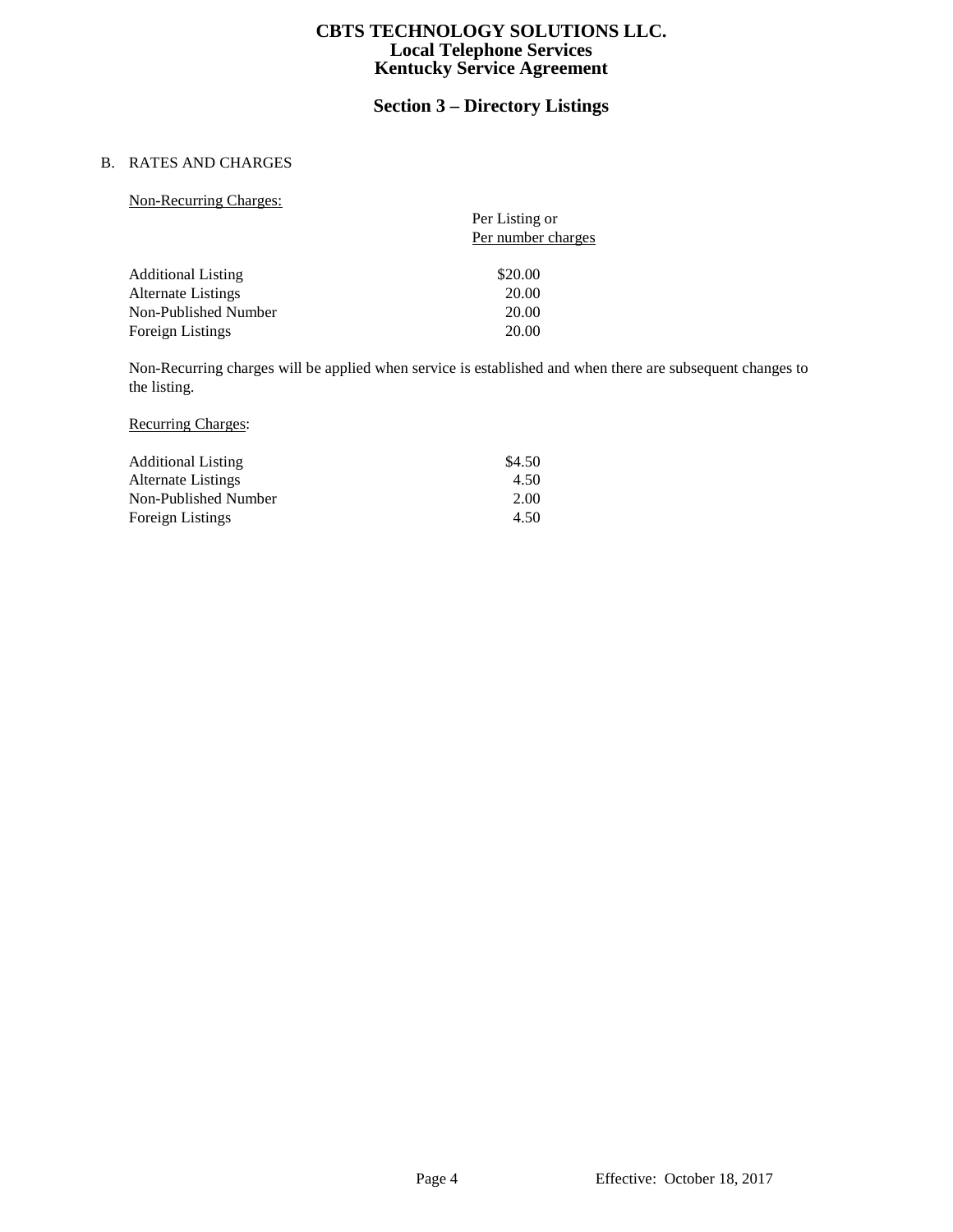# CBTS TECHNOLOGY SOLUTIONS LLC.
## Local Telephone Services
## Kentucky Service Agreement

## Section 3 – Directory Listings

B. RATES AND CHARGES

Non-Recurring Charges:

| | Per Listing or Per number charges |
|---|---|
| Additional Listing | $20.00 |
| Alternate Listings | 20.00 |
| Non-Published Number | 20.00 |
| Foreign Listings | 20.00 |

Non-Recurring charges will be applied when service is established and when there are subsequent changes to the listing.

Recurring Charges:

| | |
|---|---|
| Additional Listing | $4.50 |
| Alternate Listings | 4.50 |
| Non-Published Number | 2.00 |
| Foreign Listings | 4.50 |

Effective: October 18, 2017